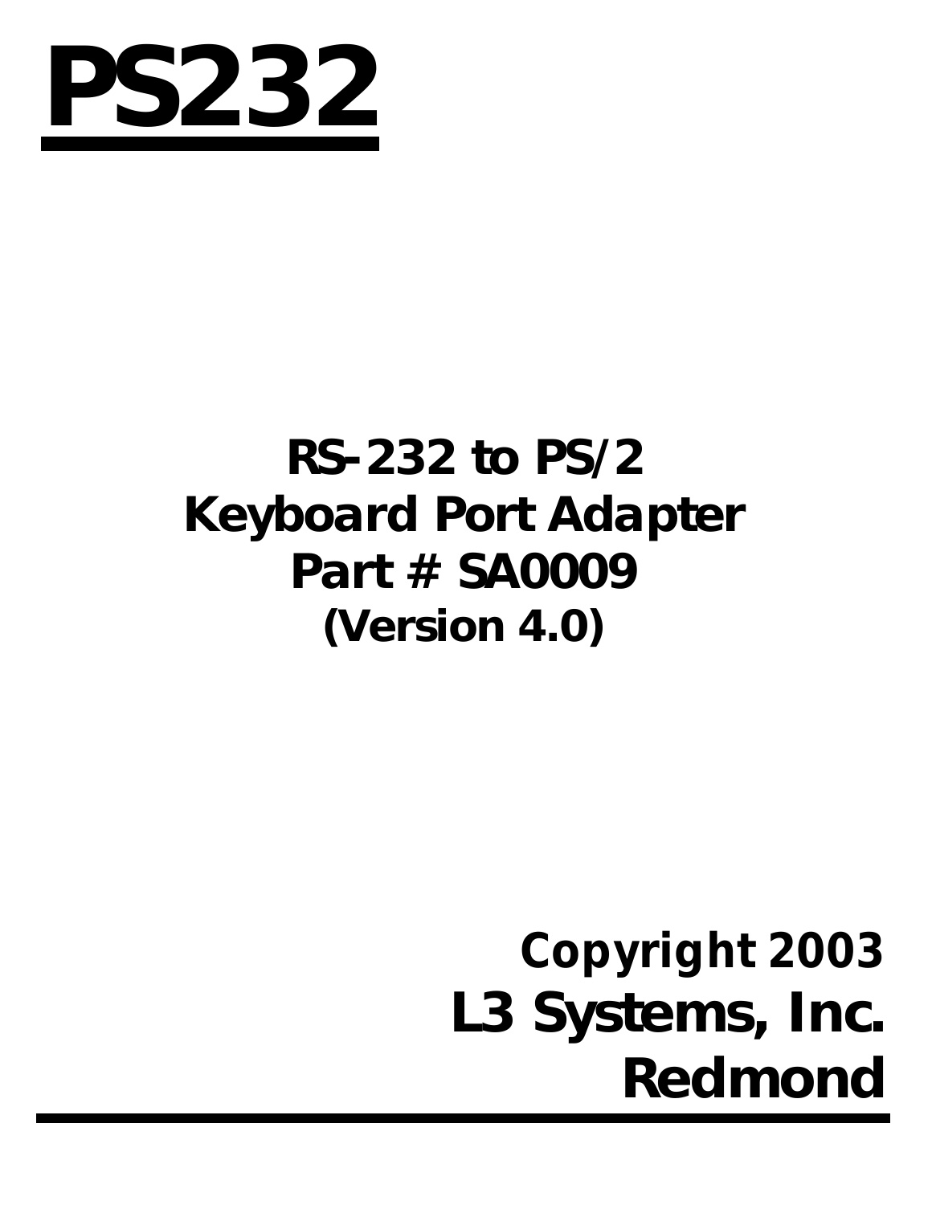# PS232

## RS-232 to PS/2
## Keyboard Port Adapter
## Part # SA0009
## (Version 4.0)

**Copyright 2003**
**L3 Systems, Inc.**
**Redmond**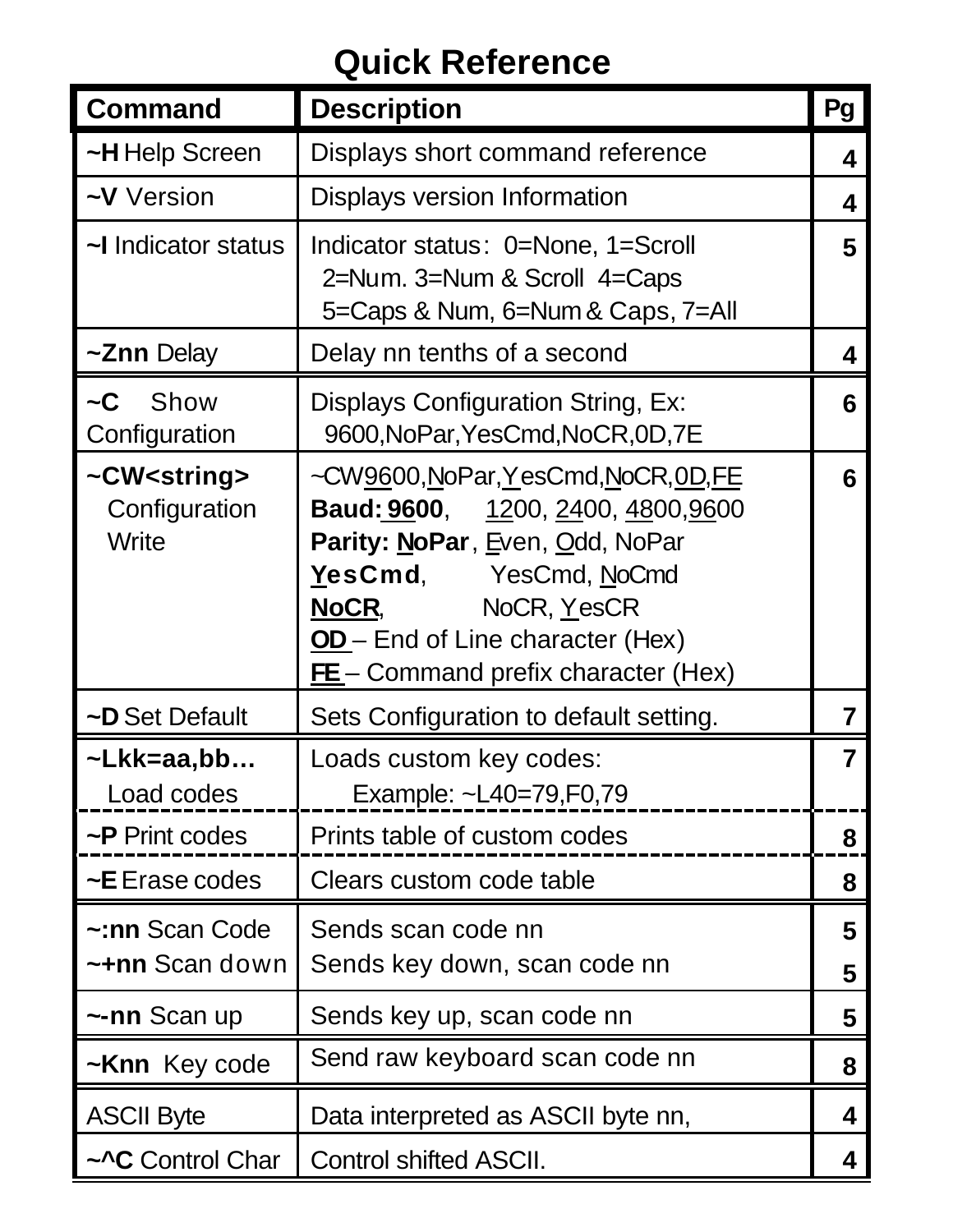# Quick Reference

| Command | Description | Pg |
| --- | --- | --- |
| **~H** Help Screen | Displays short command reference | 4 |
| **~V** Version | Displays version Information | 4 |
| **~I** Indicator status | Indicator status: 0=None, 1=Scroll 2=Num. 3=Num & Scroll 4=Caps 5=Caps & Num, 6=Num & Caps, 7=All | 5 |
| **~Znn** Delay | Delay nn tenths of a second | 4 |
| **~C** Show Configuration | Displays Configuration String, Ex: 9600,NoPar,YesCmd,NoCR,0D,7E | 6 |
| **~CW<string>** Configuration Write | ~CW9600,NoPar,YesCmd,NoCR,0D,FE<br>**Baud: 9600**, 1200, 2400, 4800,9600<br>**Parity: NoPar**, Even, Odd, NoPar<br>**YesCmd**, YesCmd, NoCmd<br>**NoCR**, NoCR, YesCR<br>**OD** – End of Line character (Hex)<br>**FE** – Command prefix character (Hex) | 6 |
| **~D** Set Default | Sets Configuration to default setting. | 7 |
| **~Lkk=aa,bb…** Load codes | Loads custom key codes: Example: ~L40=79,F0,79 | 7 |
| **~P** Print codes | Prints table of custom codes | 8 |
| **~E** Erase codes | Clears custom code table | 8 |
| **~:nn** Scan Code | Sends scan code nn | 5 |
| **~+nn** Scan down | Sends key down, scan code nn | 5 |
| **~-nn** Scan up | Sends key up, scan code nn | 5 |
| **~Knn** Key code | Send raw keyboard scan code nn | 8 |
| ASCII Byte | Data interpreted as ASCII byte nn, | 4 |
| **~^C** Control Char | Control shifted ASCII. | 4 |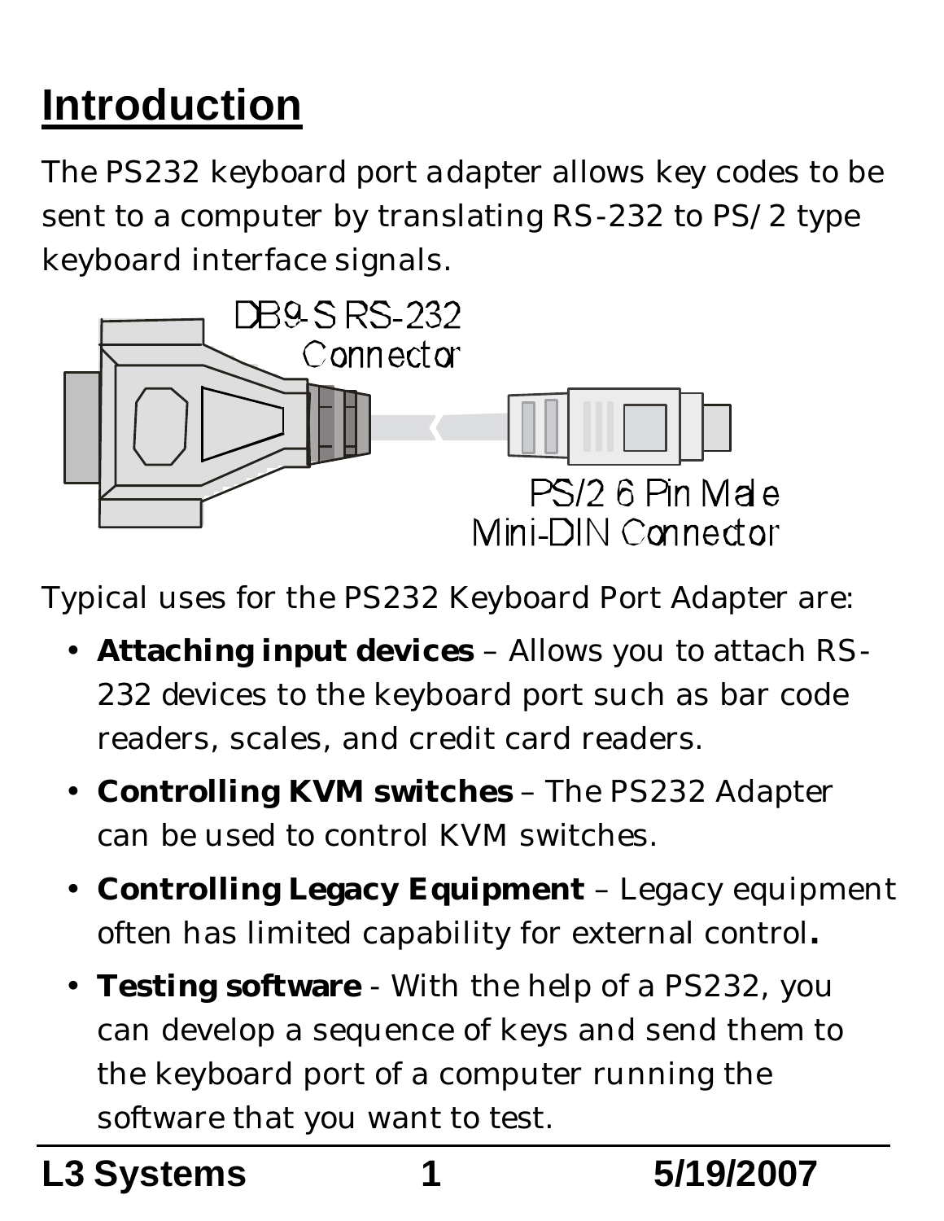# Introduction

The PS232 keyboard port adapter allows key codes to be sent to a computer by translating RS-232 to PS/2 type keyboard interface signals.

DB9-S RS-232 Connector

PS/2 6 Pin Male Mini-DIN Connector

Typical uses for the PS232 Keyboard Port Adapter are:

- **Attaching input devices** – Allows you to attach RS-232 devices to the keyboard port such as bar code readers, scales, and credit card readers.
- **Controlling KVM switches** – The PS232 Adapter can be used to control KVM switches.
- **Controlling Legacy Equipment** – Legacy equipment often has limited capability for external control**.**
- **Testing software** - With the help of a PS232, you can develop a sequence of keys and send them to the keyboard port of a computer running the software that you want to test.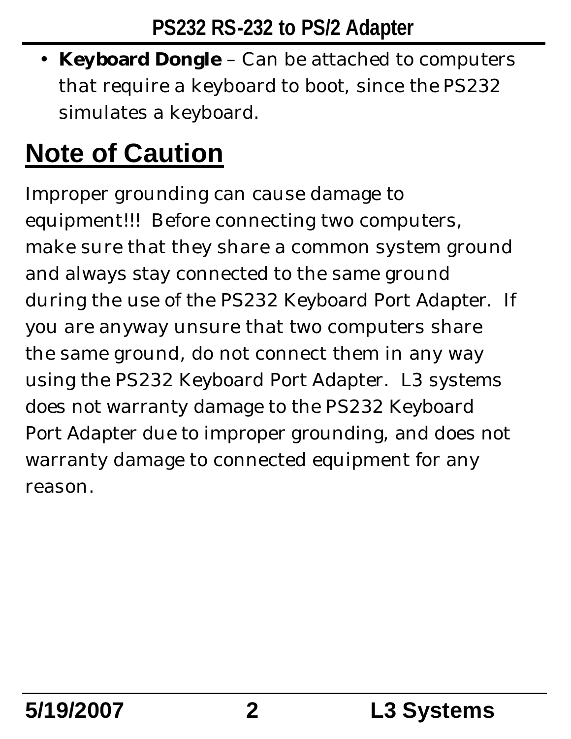- **Keyboard Dongle** – Can be attached to computers that require a keyboard to boot, since the PS232 simulates a keyboard.

## Note of Caution

Improper grounding can cause damage to equipment!!! Before connecting two computers, make sure that they share a common system ground and always stay connected to the same ground during the use of the PS232 Keyboard Port Adapter. If you are anyway unsure that two computers share the same ground, do not connect them in any way using the PS232 Keyboard Port Adapter. L3 systems does not warranty damage to the PS232 Keyboard Port Adapter due to improper grounding, and does not warranty damage to connected equipment for any reason.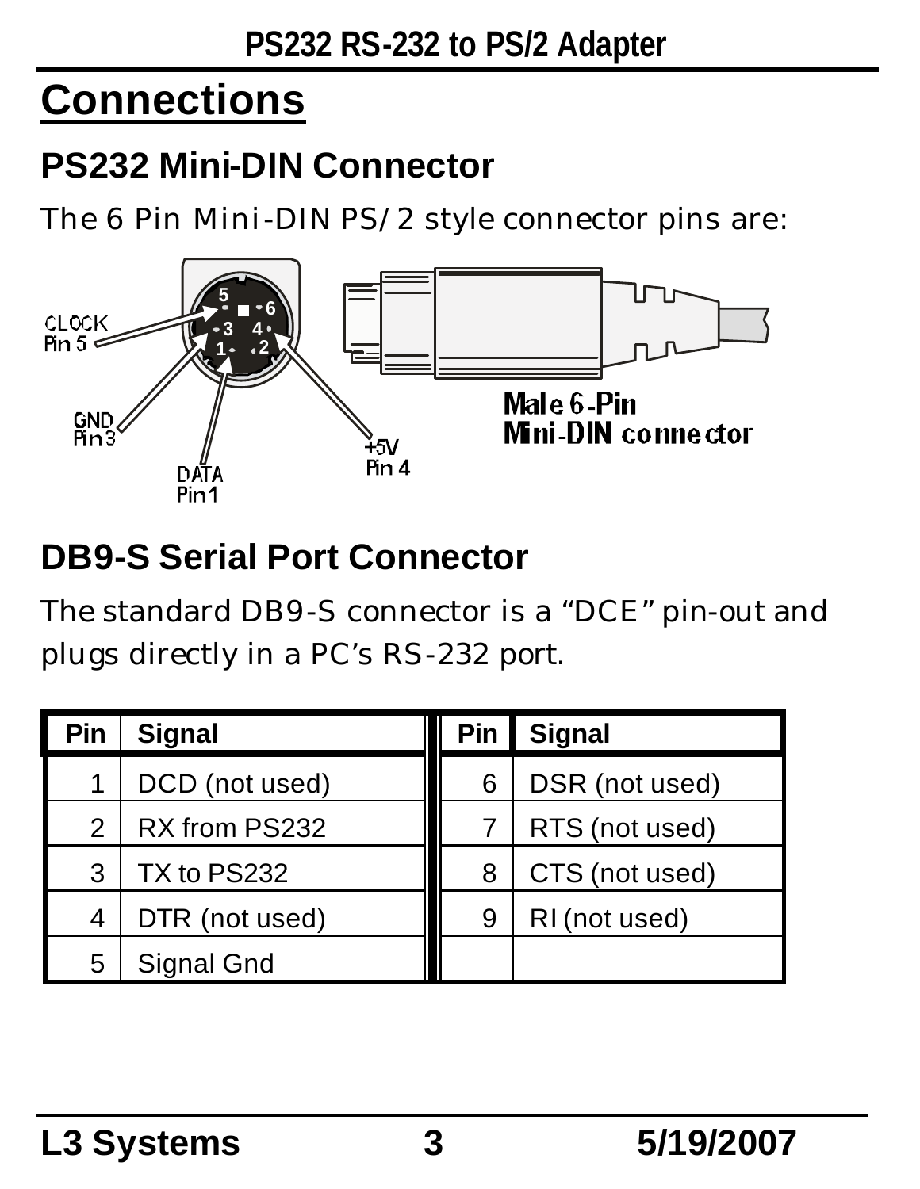# Connections

## PS232 Mini-DIN Connector

The 6 Pin Mini-DIN PS/2 style connector pins are:

CLOCK Pin 5

GND Pin 3

DATA Pin 1

+5V Pin 4

Male 6-Pin Mini-DIN connector

## DB9-S Serial Port Connector

The standard DB9-S connector is a “DCE” pin-out and plugs directly in a PC’s RS-232 port.

| Pin | Signal | Pin | Signal |
|---|---|---|---|
| 1 | DCD (not used) | 6 | DSR (not used) |
| 2 | RX from PS232 | 7 | RTS (not used) |
| 3 | TX to PS232 | 8 | CTS (not used) |
| 4 | DTR (not used) | 9 | RI (not used) |
| 5 | Signal Gnd | | |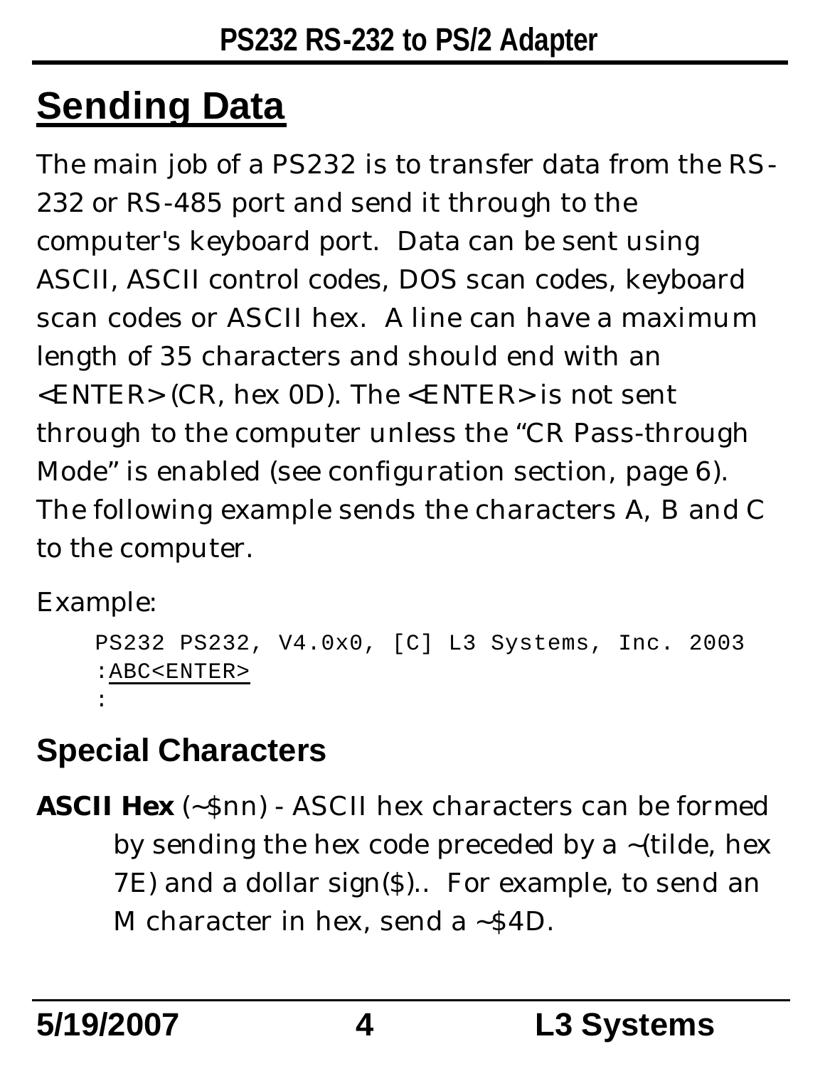# Sending Data

The main job of a PS232 is to transfer data from the RS-232 or RS-485 port and send it through to the computer's keyboard port. Data can be sent using ASCII, ASCII control codes, DOS scan codes, keyboard scan codes or ASCII hex. A line can have a maximum length of 35 characters and should end with an <ENTER> (CR, hex 0D). The <ENTER> is not sent through to the computer unless the "CR Pass-through Mode" is enabled (see configuration section, page 6). The following example sends the characters A, B and C to the computer.

Example:

```
PS232 PS232, V4.0x0, [C] L3 Systems, Inc. 2003
:ABC<ENTER>
:
```

## Special Characters

**ASCII Hex** (~$nn) - ASCII hex characters can be formed by sending the hex code preceded by a ~(tilde, hex 7E) and a dollar sign($).. For example, to send an M character in hex, send a ~$4D.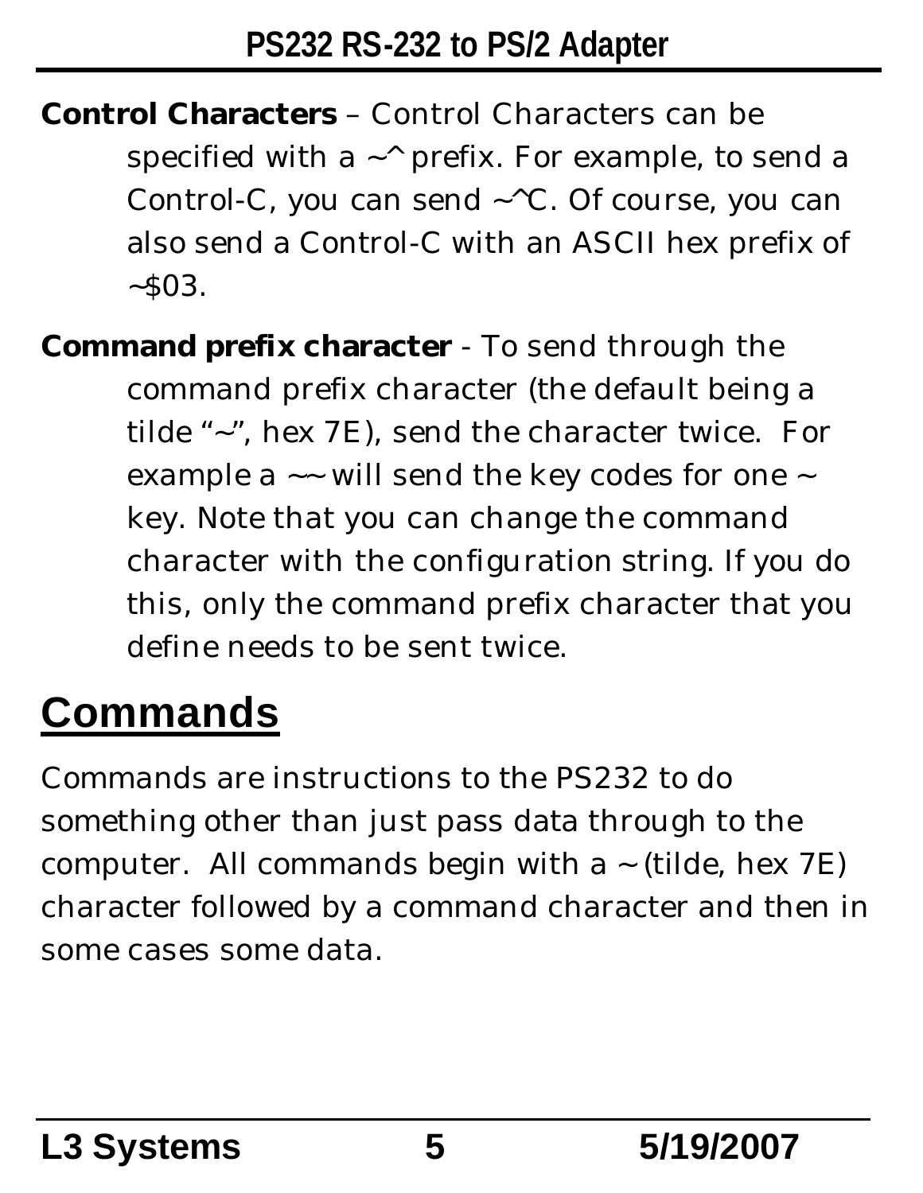**Control Characters** – Control Characters can be specified with a ~^ prefix. For example, to send a Control-C, you can send ~^C. Of course, you can also send a Control-C with an ASCII hex prefix of ~$03.

**Command prefix character** - To send through the command prefix character (the default being a tilde "~", hex 7E), send the character twice. For example a ~~ will send the key codes for one ~ key. Note that you can change the command character with the configuration string. If you do this, only the command prefix character that you define needs to be sent twice.

# Commands

Commands are instructions to the PS232 to do something other than just pass data through to the computer. All commands begin with a ~ (tilde, hex 7E) character followed by a command character and then in some cases some data.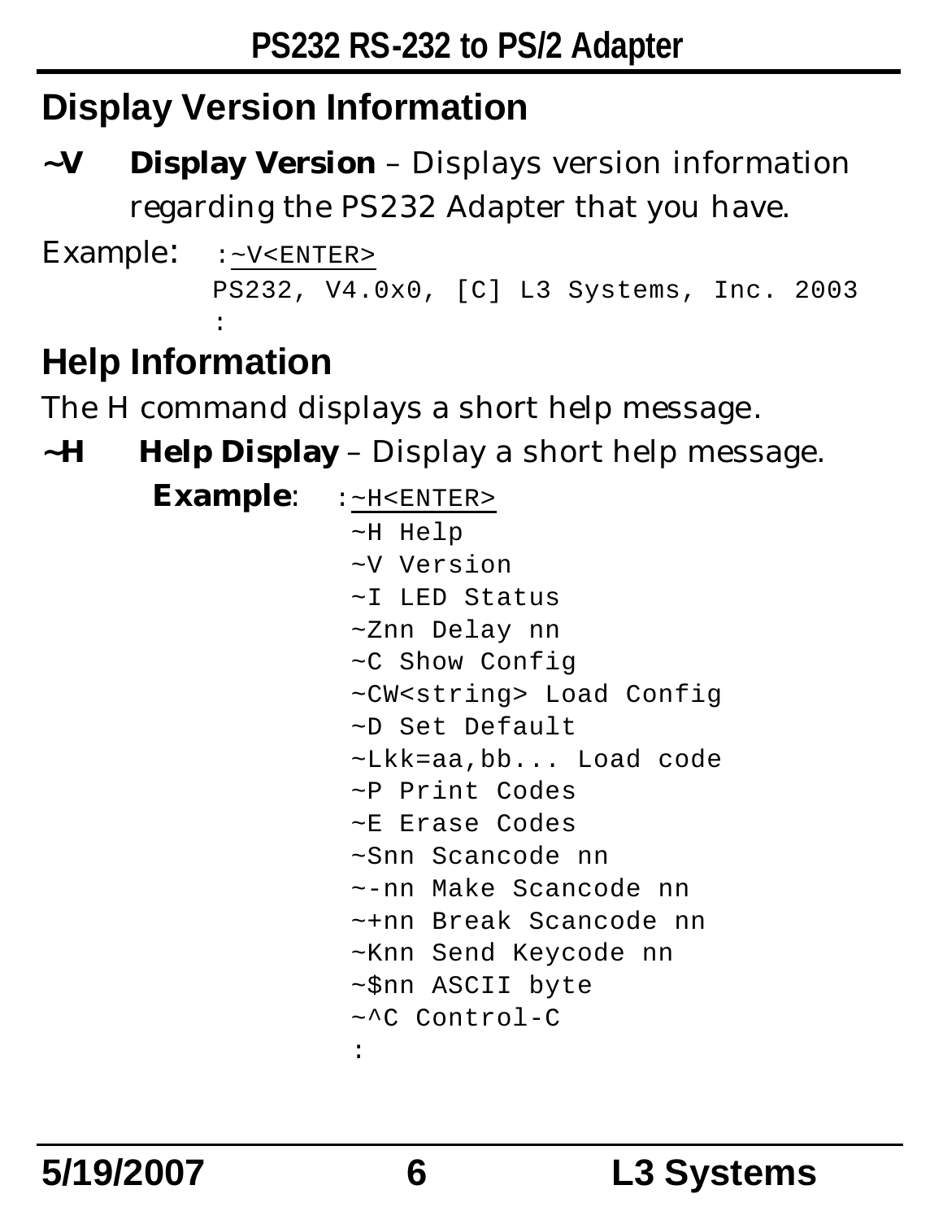## Display Version Information

**~V** **Display Version** – Displays version information regarding the PS232 Adapter that you have.

Example:
```
:~V<ENTER>
PS232, V4.0x0, [C] L3 Systems, Inc. 2003
:
```

## Help Information

The H command displays a short help message.

**~H** **Help Display** – Display a short help message.

**Example**:
```
:~H<ENTER>
~H Help
~V Version
~I LED Status
~Znn Delay nn
~C Show Config
~CW<string> Load Config
~D Set Default
~Lkk=aa,bb... Load code
~P Print Codes
~E Erase Codes
~Snn Scancode nn
~-nn Make Scancode nn
~+nn Break Scancode nn
~Knn Send Keycode nn
~$nn ASCII byte
~^C Control-C
:
```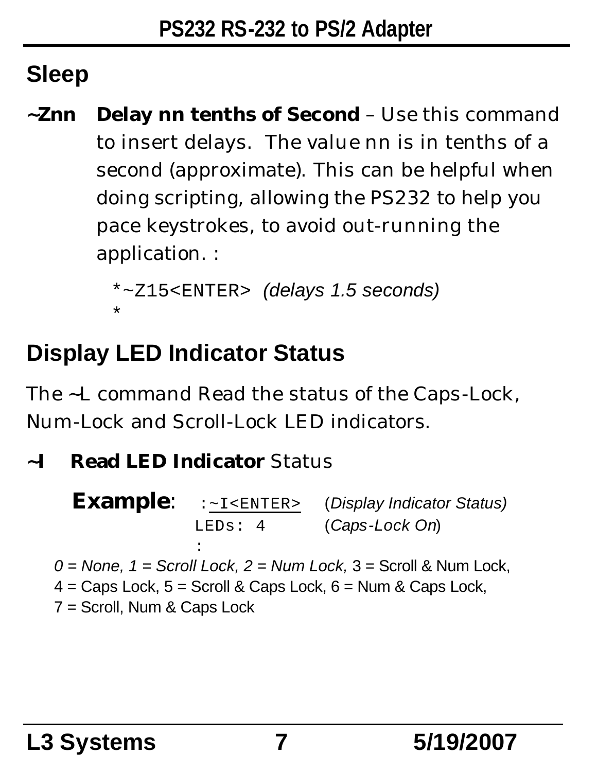## Sleep

**~Znn** **Delay nn tenths of Second** – Use this command to insert delays. The value nn is in tenths of a second (approximate). This can be helpful when doing scripting, allowing the PS232 to help you pace keystrokes, to avoid out-running the application. :

```
*~Z15<ENTER>  (delays 1.5 seconds)
*
```

## Display LED Indicator Status

The ~L command Read the status of the Caps-Lock, Num-Lock and Scroll-Lock LED indicators.

**~I** **Read LED Indicator** Status

**Example**:

```
:~I<ENTER>    (Display Indicator Status)
LEDs: 4       (Caps-Lock On)
:
```

*0 = None, 1 = Scroll Lock, 2 = Num Lock,* 3 = Scroll & Num Lock, 4 = Caps Lock, 5 = Scroll & Caps Lock, 6 = Num & Caps Lock, 7 = Scroll, Num & Caps Lock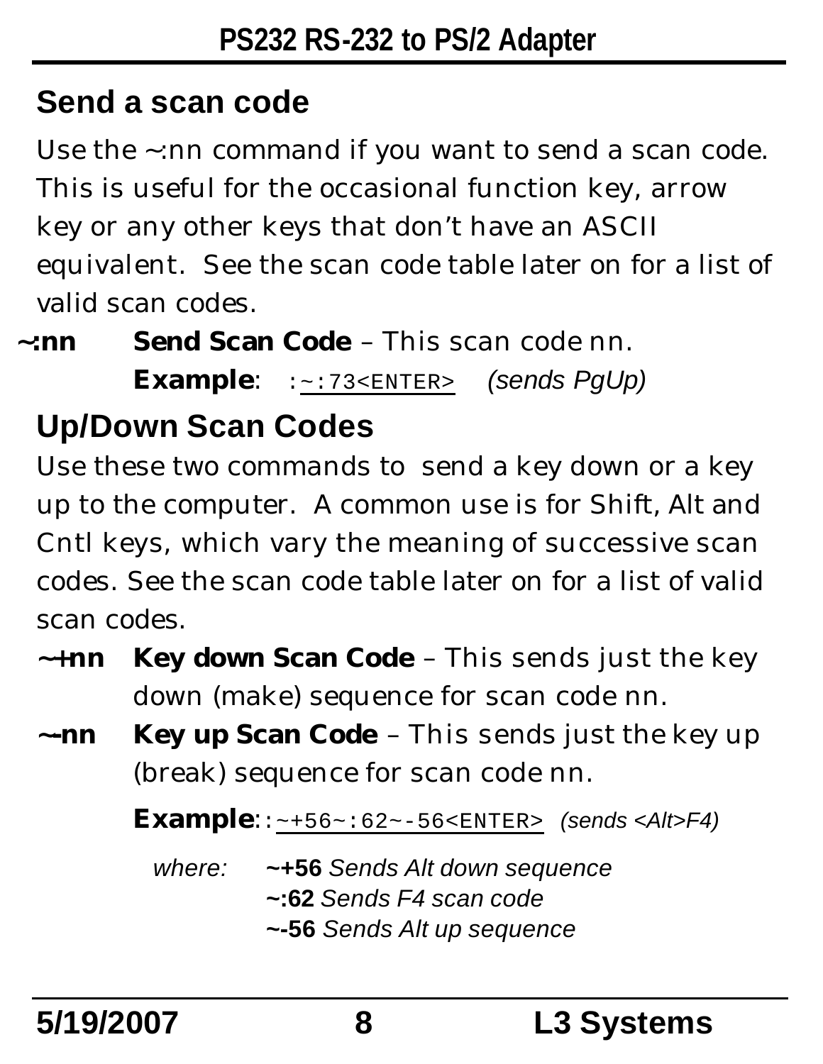## Send a scan code

Use the ~:nn command if you want to send a scan code. This is useful for the occasional function key, arrow key or any other keys that don't have an ASCII equivalent. See the scan code table later on for a list of valid scan codes.

**~:nn** **Send Scan Code** – This scan code nn.

**Example**: `:~:73<ENTER>` *(sends PgUp)*

## Up/Down Scan Codes

Use these two commands to send a key down or a key up to the computer. A common use is for Shift, Alt and Cntl keys, which vary the meaning of successive scan codes. See the scan code table later on for a list of valid scan codes.

**~+nn** **Key down Scan Code** – This sends just the key down (make) sequence for scan code nn.

**~-nn** **Key up Scan Code** – This sends just the key up (break) sequence for scan code nn.

**Example**: `:~+56~:62~-56<ENTER>` *(sends <Alt>F4)*

*where:* **~+56** *Sends Alt down sequence*
**~:62** *Sends F4 scan code*
**~-56** *Sends Alt up sequence*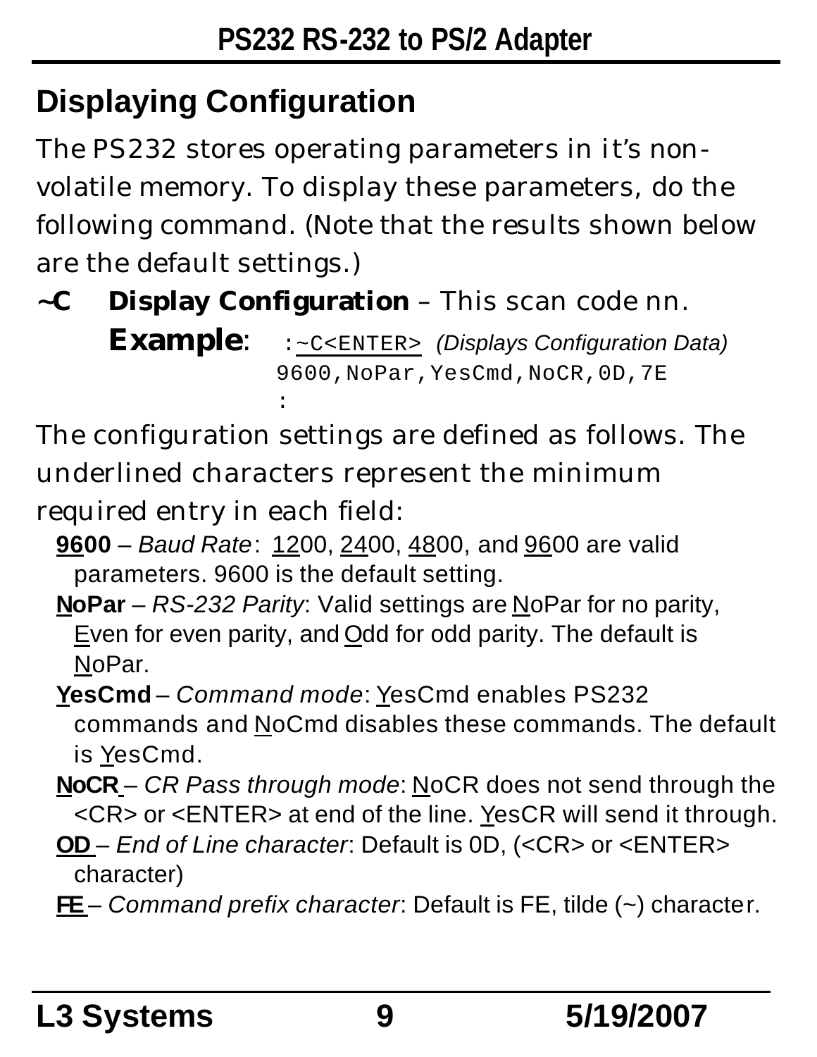## Displaying Configuration

The PS232 stores operating parameters in it's non-volatile memory. To display these parameters, do the following command. (Note that the results shown below are the default settings.)

**~C** **Display Configuration** – This scan code nn.

**Example**: `:~C<ENTER>` *(Displays Configuration Data)*

```
9600,NoPar,YesCmd,NoCR,0D,7E
:
```

The configuration settings are defined as follows. The underlined characters represent the minimum required entry in each field:

- **96**00 – *Baud Rate*: 12 00, 24 00, 48 00, and 96 00 are valid parameters. 9600 is the default setting.
- **N**oPar – *RS-232 Parity*: Valid settings are NoPar for no parity, Even for even parity, and Odd for odd parity. The default is NoPar.
- **Y**esCmd – *Command mode*: YesCmd enables PS232 commands and NoCmd disables these commands. The default is YesCmd.
- **N**oCR – *CR Pass through mode*: NoCR does not send through the <CR> or <ENTER> at end of the line. YesCR will send it through.
- **OD** – *End of Line character*: Default is 0D, (<CR> or <ENTER> character)
- **FE** – *Command prefix character*: Default is FE, tilde (~) character.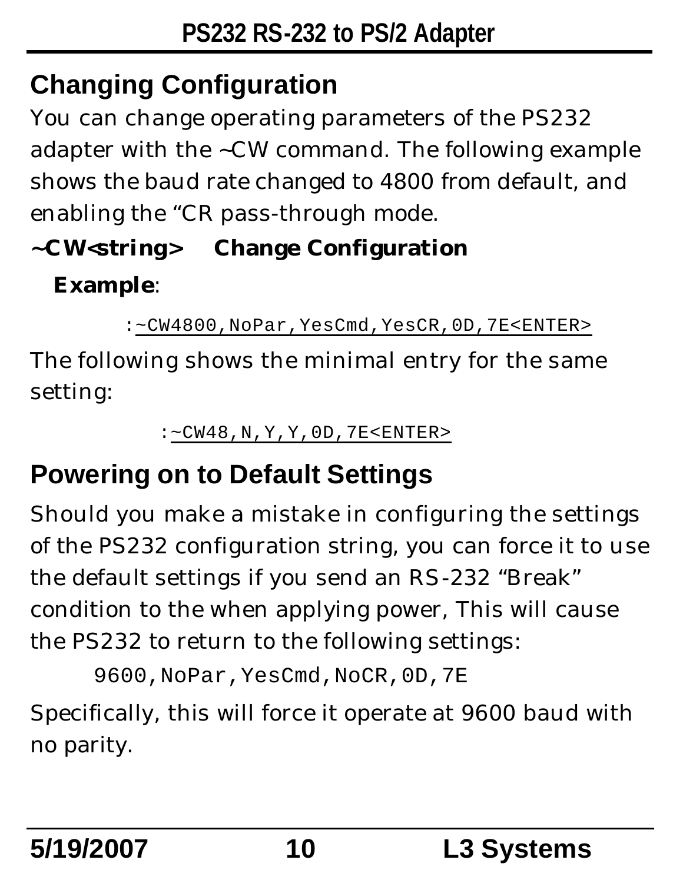## Changing Configuration

You can change operating parameters of the PS232 adapter with the ~CW command. The following example shows the baud rate changed to 4800 from default, and enabling the “CR pass-through mode.

**~CW<string>    Change Configuration**

**Example**:

:~CW4800,NoPar,YesCmd,YesCR,0D,7E<ENTER>

The following shows the minimal entry for the same setting:

:~CW48,N,Y,Y,0D,7E<ENTER>

## Powering on to Default Settings

Should you make a mistake in configuring the settings of the PS232 configuration string, you can force it to use the default settings if you send an RS-232 “Break” condition to the when applying power, This will cause the PS232 to return to the following settings:

9600,NoPar,YesCmd,NoCR,0D,7E

Specifically, this will force it operate at 9600 baud with no parity.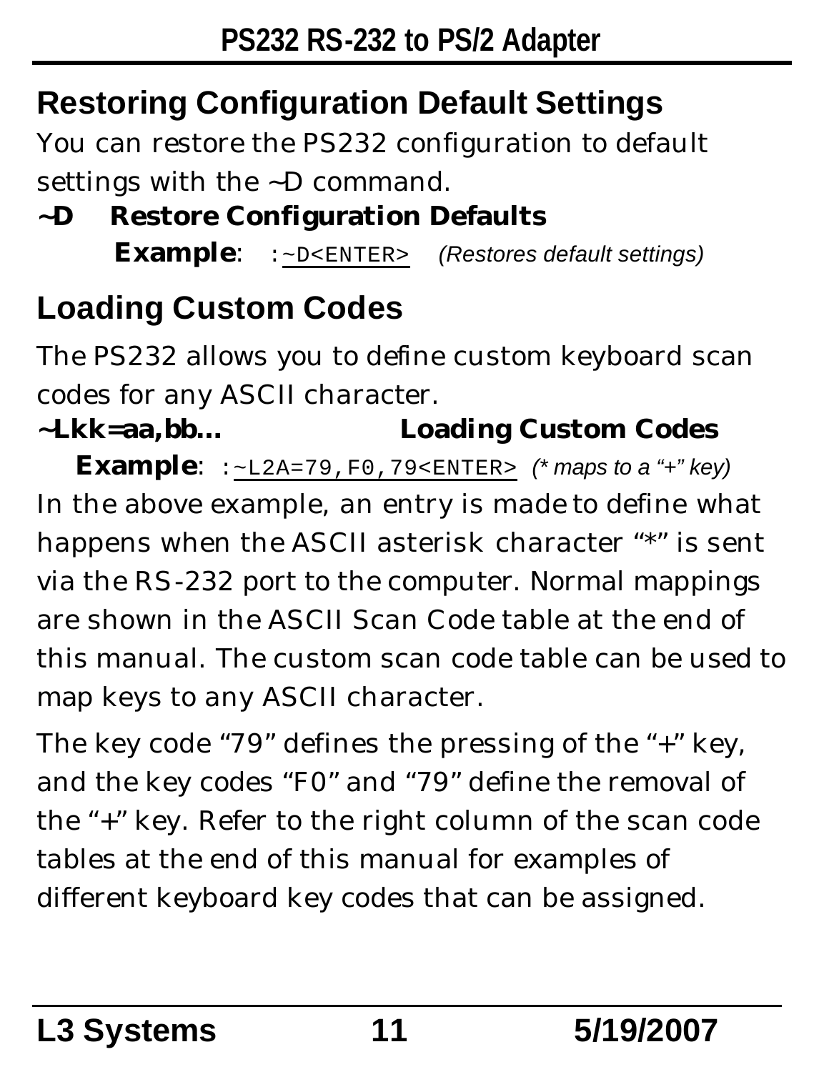## Restoring Configuration Default Settings

You can restore the PS232 configuration to default settings with the ~D command.

**~D Restore Configuration Defaults**

**Example**: :~D<ENTER> *(Restores default settings)*

## Loading Custom Codes

The PS232 allows you to define custom keyboard scan codes for any ASCII character.

**~Lkk=aa,bb... Loading Custom Codes**

**Example**: :~L2A=79,F0,79<ENTER> *(* maps to a "+" key)*

In the above example, an entry is made to define what happens when the ASCII asterisk character "*" is sent via the RS-232 port to the computer. Normal mappings are shown in the ASCII Scan Code table at the end of this manual. The custom scan code table can be used to map keys to any ASCII character.

The key code "79" defines the pressing of the "+" key, and the key codes "F0" and "79" define the removal of the "+" key. Refer to the right column of the scan code tables at the end of this manual for examples of different keyboard key codes that can be assigned.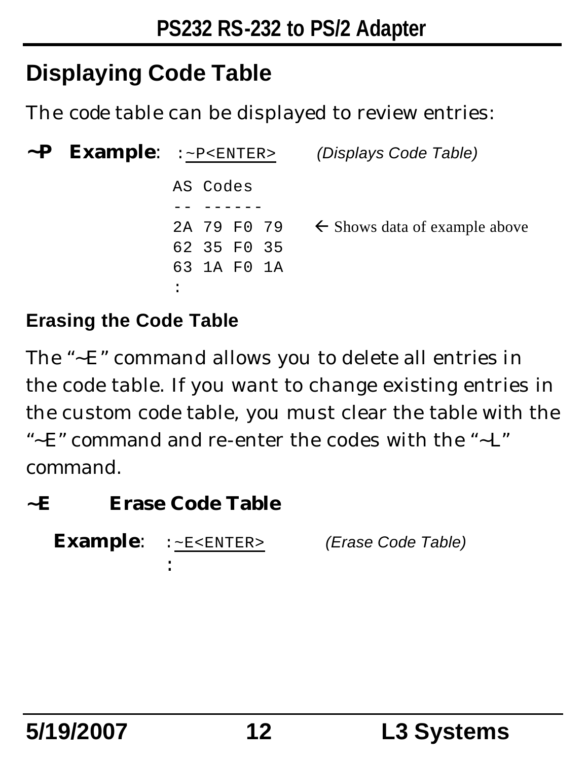## Displaying Code Table

The code table can be displayed to review entries:

**~P Example**: :~P<ENTER> *(Displays Code Table)*

```
AS Codes
-- ------
2A 79 F0 79    ← Shows data of example above
62 35 F0 35
63 1A F0 1A
:
```

### Erasing the Code Table

The "~E" command allows you to delete all entries in the code table. If you want to change existing entries in the custom code table, you must clear the table with the "~E" command and re-enter the codes with the "~L" command.

**~E Erase Code Table**

**Example**: :~E<ENTER> *(Erase Code Table)*

```
:
```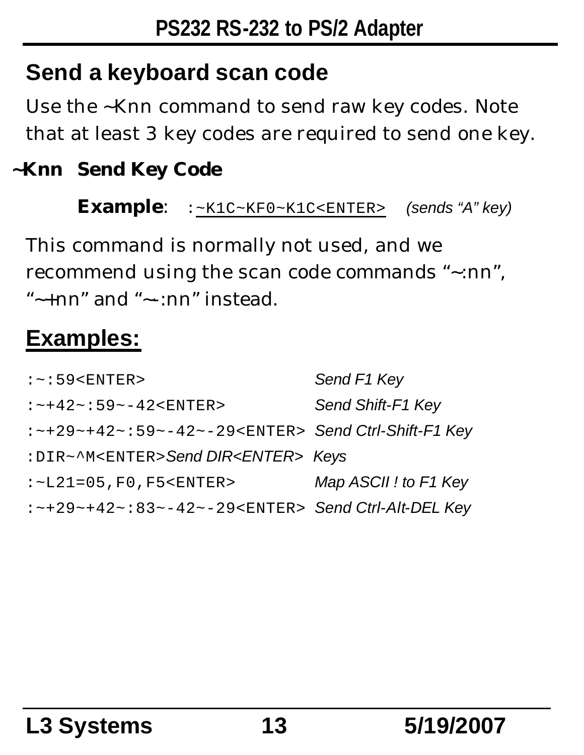## Send a keyboard scan code

Use the ~Knn command to send raw key codes. Note that at least 3 key codes are required to send one key.

### ~Knn Send Key Code

**Example**: `:~K1C~KF0~K1C<ENTER>` *(sends "A" key)*

This command is normally not used, and we recommend using the scan code commands "~:nn", "~+nn" and "~-:nn" instead.

## Examples:

| | |
|---|---|
| `:~:59<ENTER>` | *Send F1 Key* |
| `:~+42~:59~-42<ENTER>` | *Send Shift-F1 Key* |
| `:~+29~+42~:59~-42~-29<ENTER>` | *Send Ctrl-Shift-F1 Key* |
| `:DIR~^M<ENTER>` | *Send DIR<ENTER> Keys* |
| `:~L21=05,F0,F5<ENTER>` | *Map ASCII ! to F1 Key* |
| `:~+29~+42~:83~-42~-29<ENTER>` | *Send Ctrl-Alt-DEL Key* |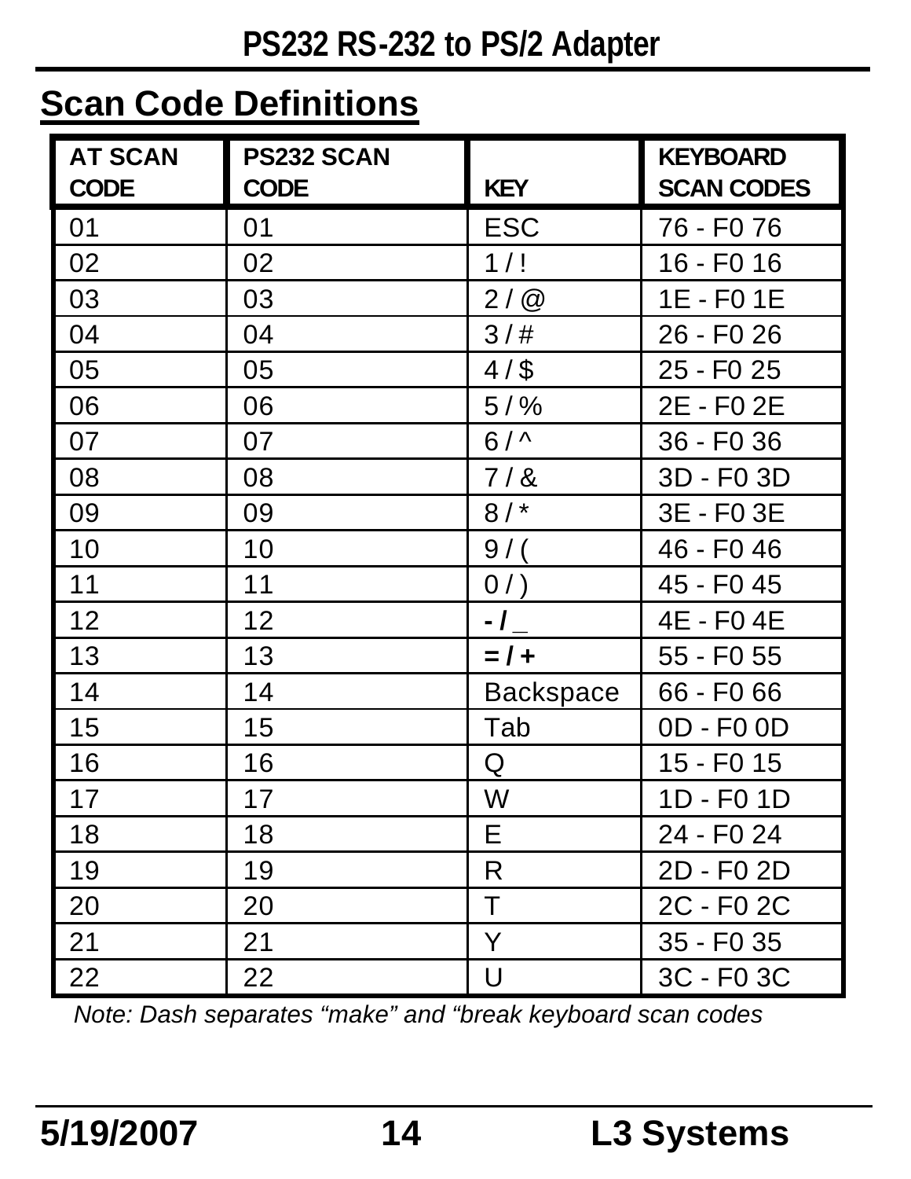## Scan Code Definitions

| AT SCAN CODE | PS232 SCAN CODE | KEY | KEYBOARD SCAN CODES |
|---|---|---|---|
| 01 | 01 | ESC | 76 - F0 76 |
| 02 | 02 | 1 / ! | 16 - F0 16 |
| 03 | 03 | 2 / @ | 1E - F0 1E |
| 04 | 04 | 3 / # | 26 - F0 26 |
| 05 | 05 | 4 / $ | 25 - F0 25 |
| 06 | 06 | 5 / % | 2E - F0 2E |
| 07 | 07 | 6 / ^ | 36 - F0 36 |
| 08 | 08 | 7 / & | 3D - F0 3D |
| 09 | 09 | 8 / * | 3E - F0 3E |
| 10 | 10 | 9 / ( | 46 - F0 46 |
| 11 | 11 | 0 / ) | 45 - F0 45 |
| 12 | 12 | **- / _** | 4E - F0 4E |
| 13 | 13 | **= / +** | 55 - F0 55 |
| 14 | 14 | Backspace | 66 - F0 66 |
| 15 | 15 | Tab | 0D - F0 0D |
| 16 | 16 | Q | 15 - F0 15 |
| 17 | 17 | W | 1D - F0 1D |
| 18 | 18 | E | 24 - F0 24 |
| 19 | 19 | R | 2D - F0 2D |
| 20 | 20 | T | 2C - F0 2C |
| 21 | 21 | Y | 35 - F0 35 |
| 22 | 22 | U | 3C - F0 3C |

*Note: Dash separates "make" and "break keyboard scan codes*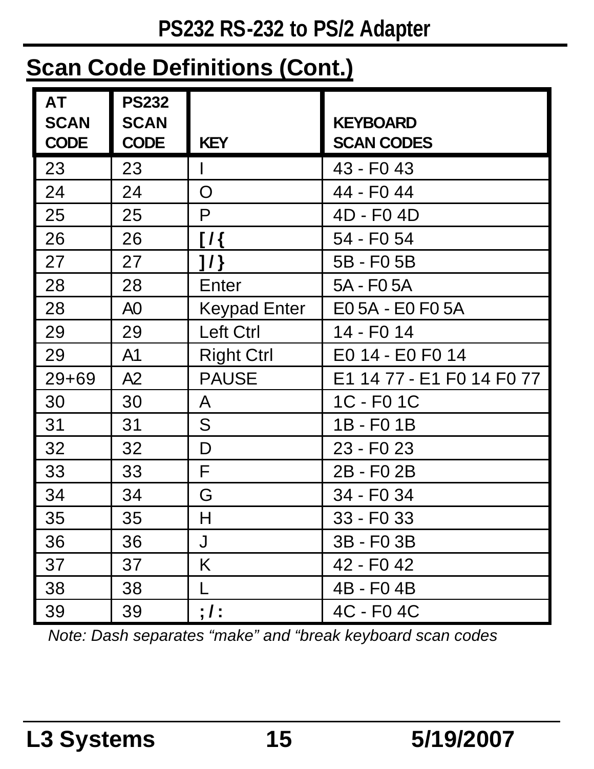## Scan Code Definitions (Cont.)

| AT SCAN CODE | PS232 SCAN CODE | KEY | KEYBOARD SCAN CODES |
|---|---|---|---|
| 23 | 23 | I | 43 - F0 43 |
| 24 | 24 | O | 44 - F0 44 |
| 25 | 25 | P | 4D - F0 4D |
| 26 | 26 | **[ / {** | 54 - F0 54 |
| 27 | 27 | **] / }** | 5B - F0 5B |
| 28 | 28 | Enter | 5A - F0 5A |
| 28 | A0 | Keypad Enter | E0 5A - E0 F0 5A |
| 29 | 29 | Left Ctrl | 14 - F0 14 |
| 29 | A1 | Right Ctrl | E0 14 - E0 F0 14 |
| 29+69 | A2 | PAUSE | E1 14 77 - E1 F0 14 F0 77 |
| 30 | 30 | A | 1C - F0 1C |
| 31 | 31 | S | 1B - F0 1B |
| 32 | 32 | D | 23 - F0 23 |
| 33 | 33 | F | 2B - F0 2B |
| 34 | 34 | G | 34 - F0 34 |
| 35 | 35 | H | 33 - F0 33 |
| 36 | 36 | J | 3B - F0 3B |
| 37 | 37 | K | 42 - F0 42 |
| 38 | 38 | L | 4B - F0 4B |
| 39 | 39 | **; / :** | 4C - F0 4C |

*Note: Dash separates “make” and “break keyboard scan codes*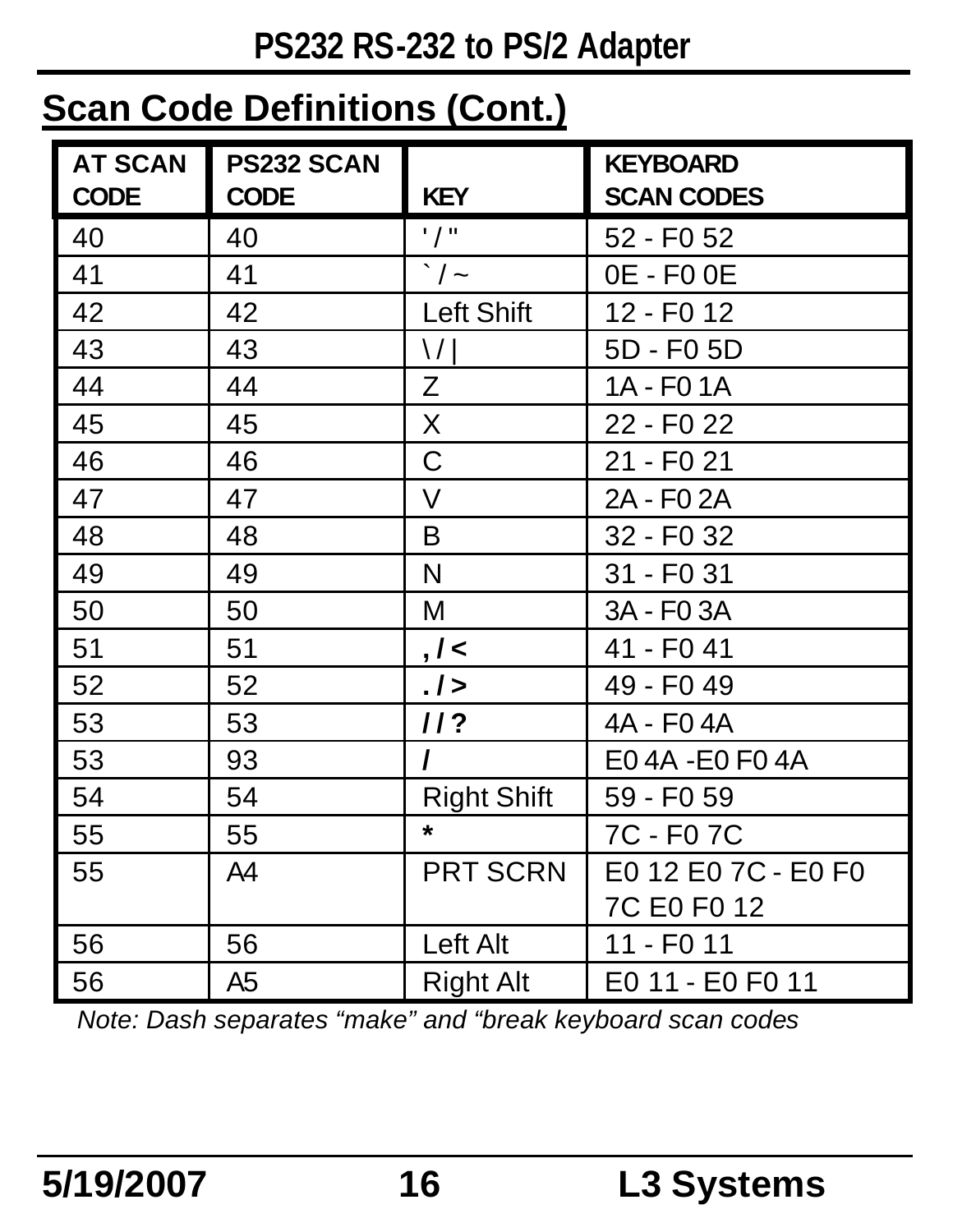## Scan Code Definitions (Cont.)

| AT SCAN CODE | PS232 SCAN CODE | KEY | KEYBOARD SCAN CODES |
|---|---|---|---|
| 40 | 40 | ' / " | 52 - F0 52 |
| 41 | 41 | ` / ~ | 0E - F0 0E |
| 42 | 42 | Left Shift | 12 - F0 12 |
| 43 | 43 | \ / \| | 5D - F0 5D |
| 44 | 44 | Z | 1A - F0 1A |
| 45 | 45 | X | 22 - F0 22 |
| 46 | 46 | C | 21 - F0 21 |
| 47 | 47 | V | 2A - F0 2A |
| 48 | 48 | B | 32 - F0 32 |
| 49 | 49 | N | 31 - F0 31 |
| 50 | 50 | M | 3A - F0 3A |
| 51 | 51 | **, / <** | 41 - F0 41 |
| 52 | 52 | **. / >** | 49 - F0 49 |
| 53 | 53 | **/ / ?** | 4A - F0 4A |
| 53 | 93 | **/** | E0 4A -E0 F0 4A |
| 54 | 54 | Right Shift | 59 - F0 59 |
| 55 | 55 | **\*** | 7C - F0 7C |
| 55 | A4 | PRT SCRN | E0 12 E0 7C - E0 F0 7C E0 F0 12 |
| 56 | 56 | Left Alt | 11 - F0 11 |
| 56 | A5 | Right Alt | E0 11 - E0 F0 11 |

*Note: Dash separates “make” and “break keyboard scan codes*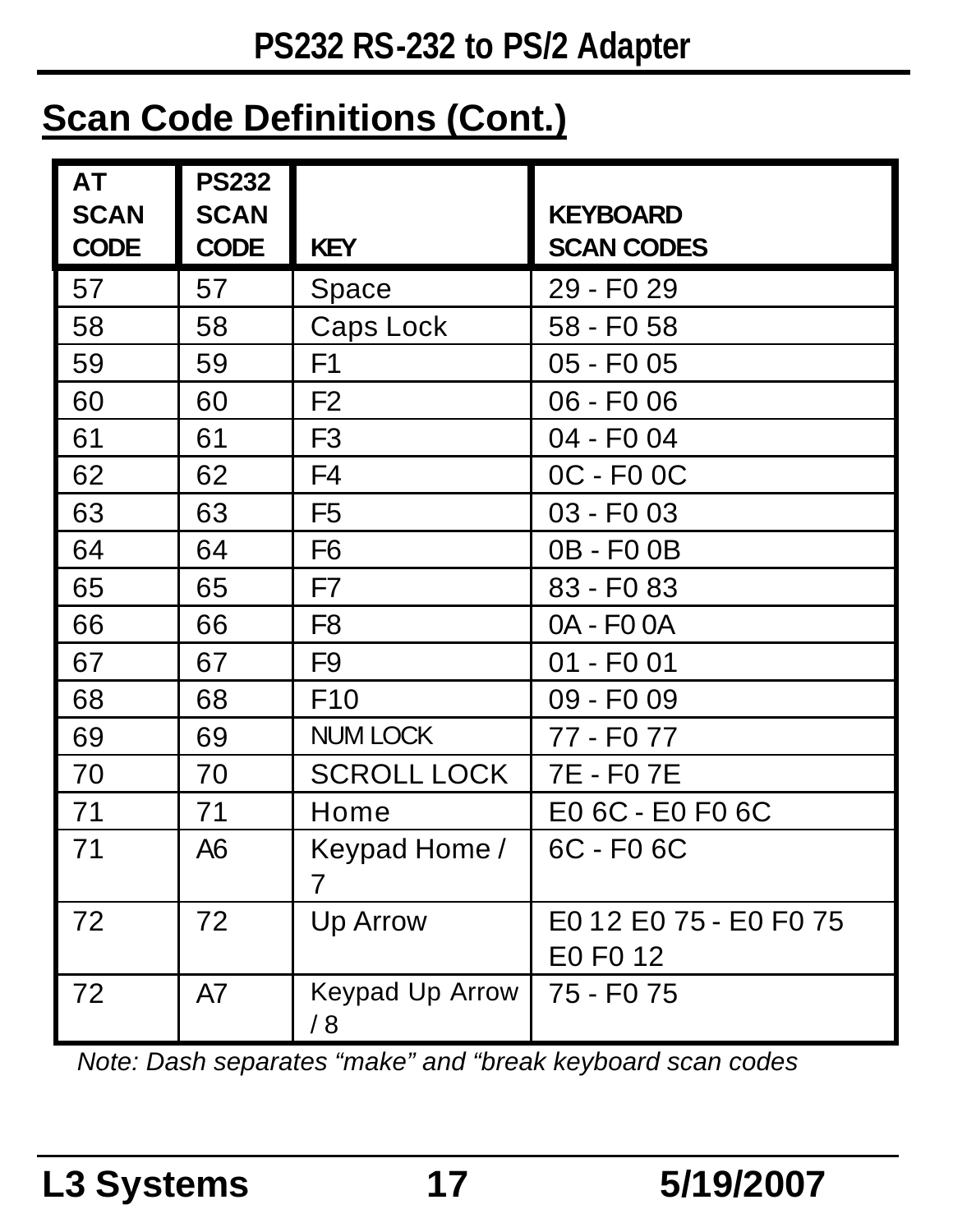## Scan Code Definitions (Cont.)

| AT SCAN CODE | PS232 SCAN CODE | KEY | KEYBOARD SCAN CODES |
|---|---|---|---|
| 57 | 57 | Space | 29 - F0 29 |
| 58 | 58 | Caps Lock | 58 - F0 58 |
| 59 | 59 | F1 | 05 - F0 05 |
| 60 | 60 | F2 | 06 - F0 06 |
| 61 | 61 | F3 | 04 - F0 04 |
| 62 | 62 | F4 | 0C - F0 0C |
| 63 | 63 | F5 | 03 - F0 03 |
| 64 | 64 | F6 | 0B - F0 0B |
| 65 | 65 | F7 | 83 - F0 83 |
| 66 | 66 | F8 | 0A - F0 0A |
| 67 | 67 | F9 | 01 - F0 01 |
| 68 | 68 | F10 | 09 - F0 09 |
| 69 | 69 | NUM LOCK | 77 - F0 77 |
| 70 | 70 | SCROLL LOCK | 7E - F0 7E |
| 71 | 71 | Home | E0 6C - E0 F0 6C |
| 71 | A6 | Keypad Home / 7 | 6C - F0 6C |
| 72 | 72 | Up Arrow | E0 12 E0 75 - E0 F0 75 E0 F0 12 |
| 72 | A7 | Keypad Up Arrow / 8 | 75 - F0 75 |

*Note: Dash separates "make" and "break keyboard scan codes*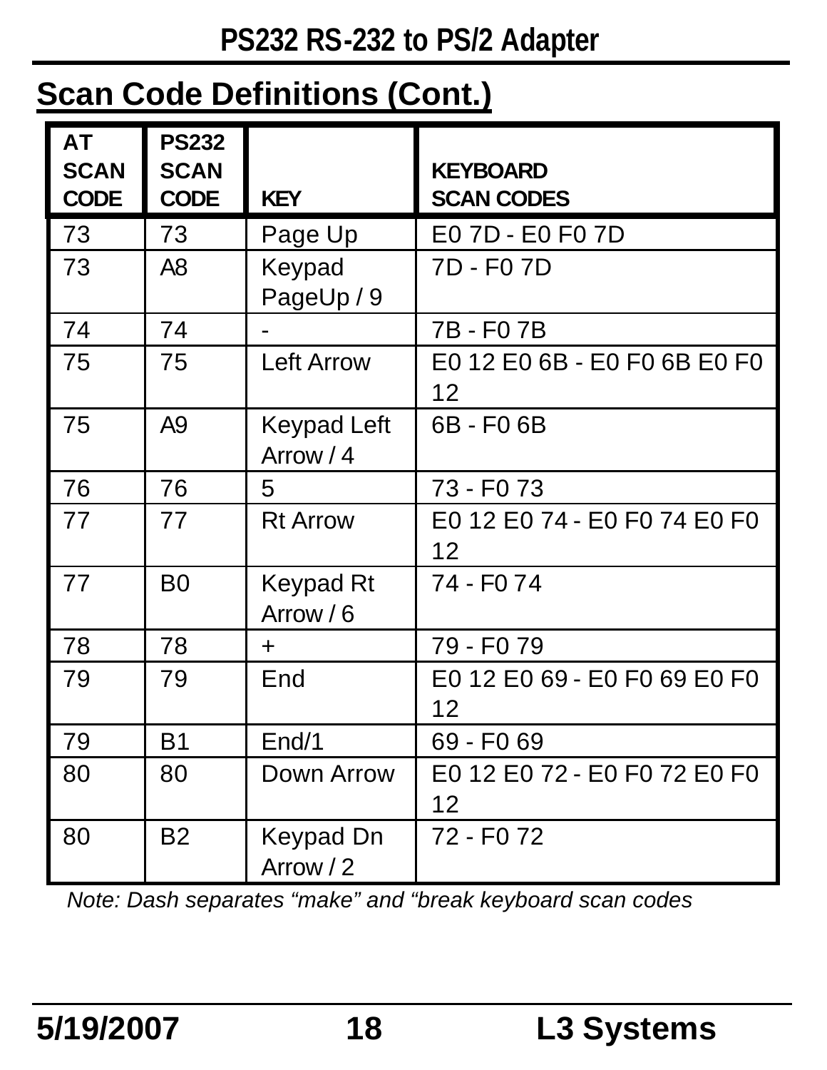## Scan Code Definitions (Cont.)

| AT SCAN CODE | PS232 SCAN CODE | KEY | KEYBOARD SCAN CODES |
|---|---|---|---|
| 73 | 73 | Page Up | E0 7D - E0 F0 7D |
| 73 | A8 | Keypad PageUp / 9 | 7D - F0 7D |
| 74 | 74 | - | 7B - F0 7B |
| 75 | 75 | Left Arrow | E0 12 E0 6B - E0 F0 6B E0 F0 12 |
| 75 | A9 | Keypad Left Arrow / 4 | 6B - F0 6B |
| 76 | 76 | 5 | 73 - F0 73 |
| 77 | 77 | Rt Arrow | E0 12 E0 74 - E0 F0 74 E0 F0 12 |
| 77 | B0 | Keypad Rt Arrow / 6 | 74 - F0 74 |
| 78 | 78 | + | 79 - F0 79 |
| 79 | 79 | End | E0 12 E0 69 - E0 F0 69 E0 F0 12 |
| 79 | B1 | End/1 | 69 - F0 69 |
| 80 | 80 | Down Arrow | E0 12 E0 72 - E0 F0 72 E0 F0 12 |
| 80 | B2 | Keypad Dn Arrow / 2 | 72 - F0 72 |

*Note: Dash separates “make” and “break keyboard scan codes*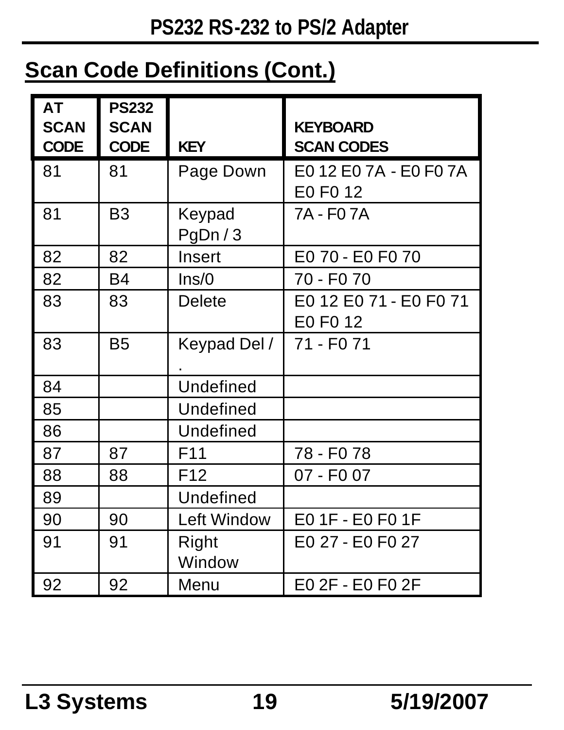## Scan Code Definitions (Cont.)

| AT SCAN CODE | PS232 SCAN CODE | KEY | KEYBOARD SCAN CODES |
|---|---|---|---|
| 81 | 81 | Page Down | E0 12 E0 7A - E0 F0 7A E0 F0 12 |
| 81 | B3 | Keypad PgDn / 3 | 7A - F0 7A |
| 82 | 82 | Insert | E0 70 - E0 F0 70 |
| 82 | B4 | Ins/0 | 70 - F0 70 |
| 83 | 83 | Delete | E0 12 E0 71 - E0 F0 71 E0 F0 12 |
| 83 | B5 | Keypad Del / . | 71 - F0 71 |
| 84 | | Undefined | |
| 85 | | Undefined | |
| 86 | | Undefined | |
| 87 | 87 | F11 | 78 - F0 78 |
| 88 | 88 | F12 | 07 - F0 07 |
| 89 | | Undefined | |
| 90 | 90 | Left Window | E0 1F - E0 F0 1F |
| 91 | 91 | Right Window | E0 27 - E0 F0 27 |
| 92 | 92 | Menu | E0 2F - E0 F0 2F |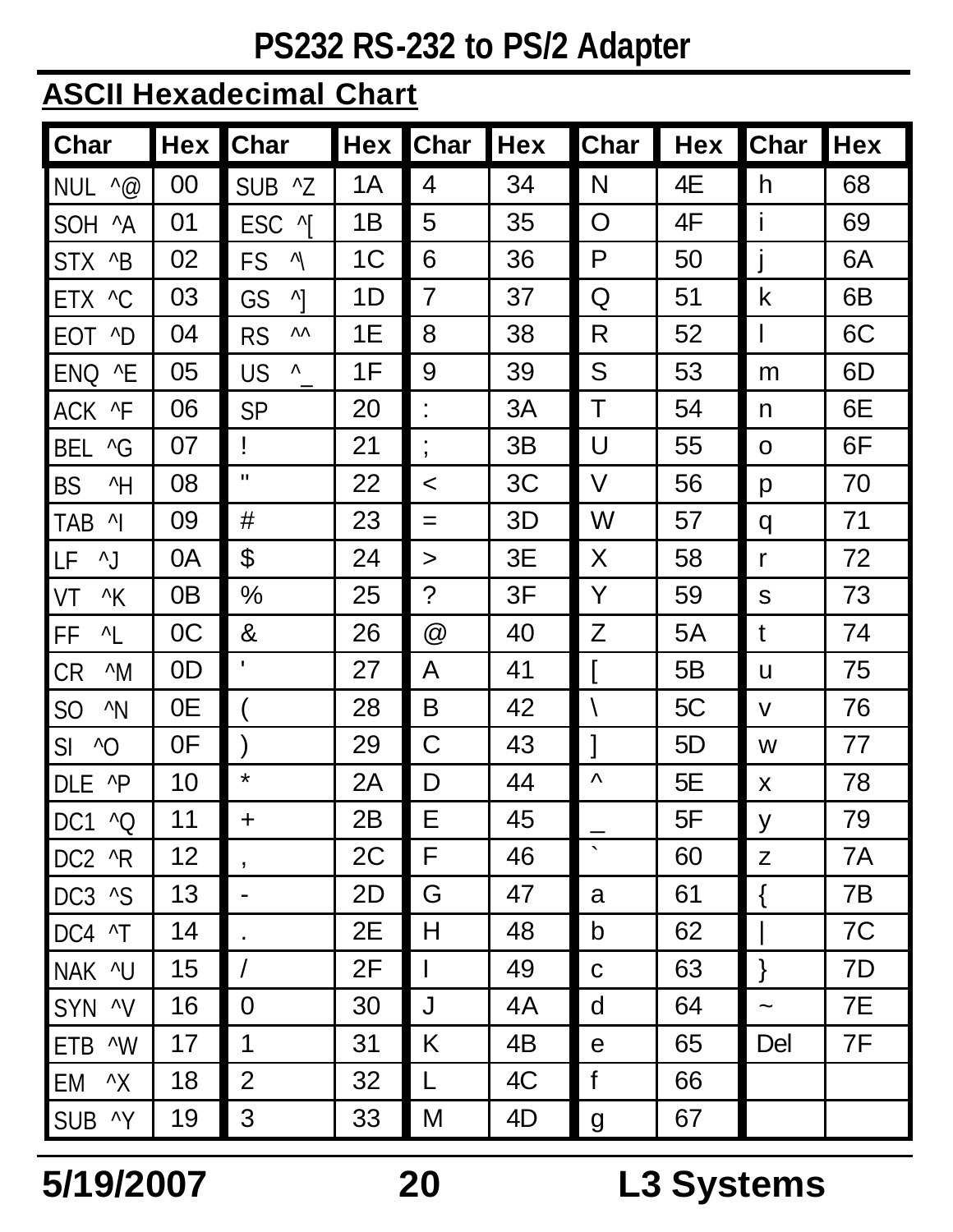## ASCII Hexadecimal Chart

| Char | Hex | Char | Hex | Char | Hex | Char | Hex | Char | Hex |
|---|---|---|---|---|---|---|---|---|---|
| NUL ^@ | 00 | SUB ^Z | 1A | 4 | 34 | N | 4E | h | 68 |
| SOH ^A | 01 | ESC ^[ | 1B | 5 | 35 | O | 4F | i | 69 |
| STX ^B | 02 | FS ^\ | 1C | 6 | 36 | P | 50 | j | 6A |
| ETX ^C | 03 | GS ^] | 1D | 7 | 37 | Q | 51 | k | 6B |
| EOT ^D | 04 | RS ^^ | 1E | 8 | 38 | R | 52 | l | 6C |
| ENQ ^E | 05 | US ^_ | 1F | 9 | 39 | S | 53 | m | 6D |
| ACK ^F | 06 | SP | 20 | : | 3A | T | 54 | n | 6E |
| BEL ^G | 07 | ! | 21 | ; | 3B | U | 55 | o | 6F |
| BS ^H | 08 | " | 22 | < | 3C | V | 56 | p | 70 |
| TAB ^I | 09 | # | 23 | = | 3D | W | 57 | q | 71 |
| LF ^J | 0A | $ | 24 | > | 3E | X | 58 | r | 72 |
| VT ^K | 0B | % | 25 | ? | 3F | Y | 59 | s | 73 |
| FF ^L | 0C | & | 26 | @ | 40 | Z | 5A | t | 74 |
| CR ^M | 0D | ' | 27 | A | 41 | [ | 5B | u | 75 |
| SO ^N | 0E | ( | 28 | B | 42 | \ | 5C | v | 76 |
| SI ^O | 0F | ) | 29 | C | 43 | ] | 5D | w | 77 |
| DLE ^P | 10 | * | 2A | D | 44 | ^ | 5E | x | 78 |
| DC1 ^Q | 11 | + | 2B | E | 45 | _ | 5F | y | 79 |
| DC2 ^R | 12 | , | 2C | F | 46 | ` | 60 | z | 7A |
| DC3 ^S | 13 | - | 2D | G | 47 | a | 61 | { | 7B |
| DC4 ^T | 14 | . | 2E | H | 48 | b | 62 | \| | 7C |
| NAK ^U | 15 | / | 2F | I | 49 | c | 63 | } | 7D |
| SYN ^V | 16 | 0 | 30 | J | 4A | d | 64 | ~ | 7E |
| ETB ^W | 17 | 1 | 31 | K | 4B | e | 65 | Del | 7F |
| EM ^X | 18 | 2 | 32 | L | 4C | f | 66 | | |
| SUB ^Y | 19 | 3 | 33 | M | 4D | g | 67 | | |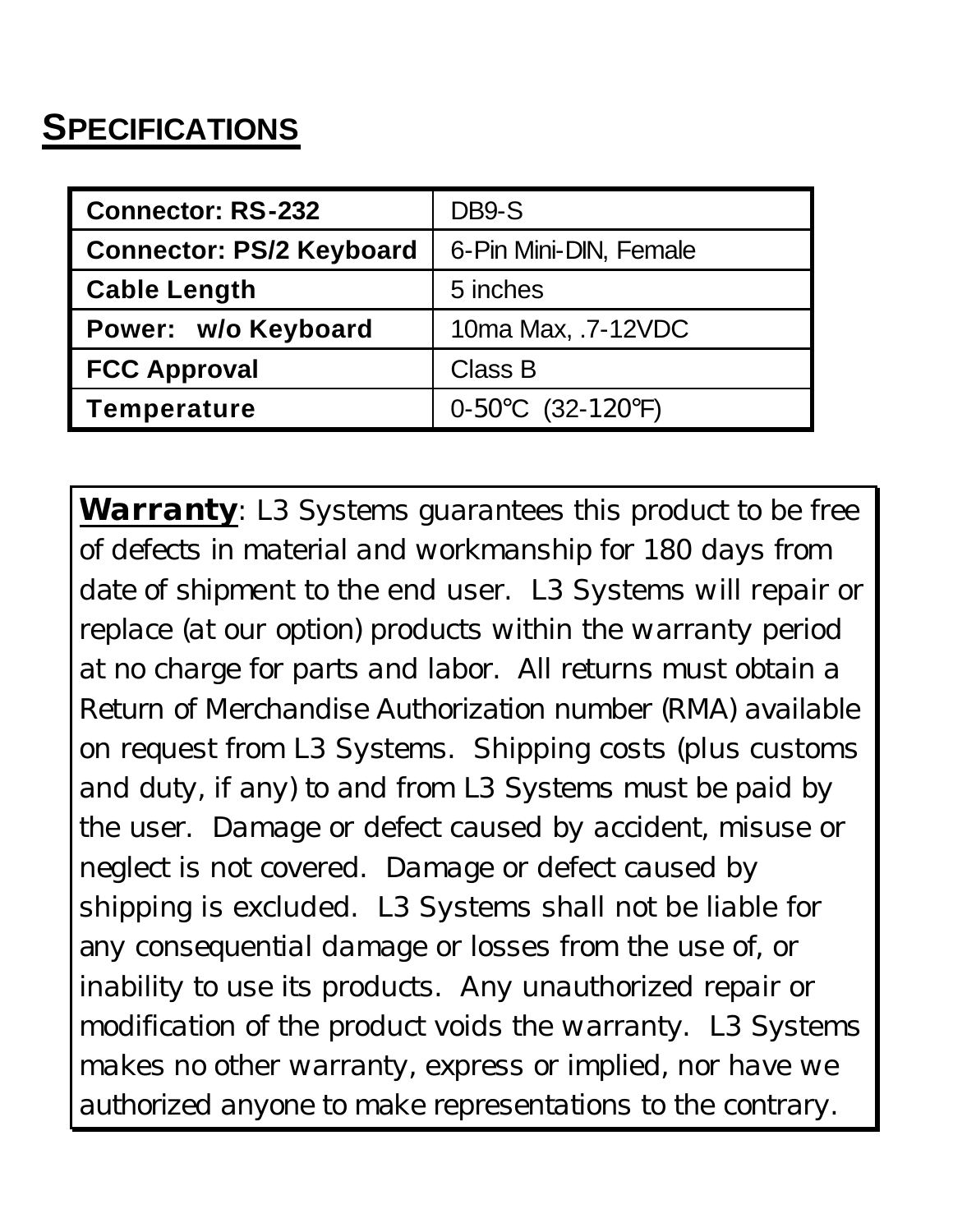## SPECIFICATIONS

| | |
|---|---|
| **Connector: RS-232** | DB9-S |
| **Connector: PS/2 Keyboard** | 6-Pin Mini-DIN, Female |
| **Cable Length** | 5 inches |
| **Power: w/o Keyboard** | 10ma Max, .7-12VDC |
| **FCC Approval** | Class B |
| **Temperature** | 0-50°C (32-120°F) |

**Warranty**: L3 Systems guarantees this product to be free of defects in material and workmanship for 180 days from date of shipment to the end user. L3 Systems will repair or replace (at our option) products within the warranty period at no charge for parts and labor. All returns must obtain a Return of Merchandise Authorization number (RMA) available on request from L3 Systems. Shipping costs (plus customs and duty, if any) to and from L3 Systems must be paid by the user. Damage or defect caused by accident, misuse or neglect is not covered. Damage or defect caused by shipping is excluded. L3 Systems shall not be liable for any consequential damage or losses from the use of, or inability to use its products. Any unauthorized repair or modification of the product voids the warranty. L3 Systems makes no other warranty, express or implied, nor have we authorized anyone to make representations to the contrary.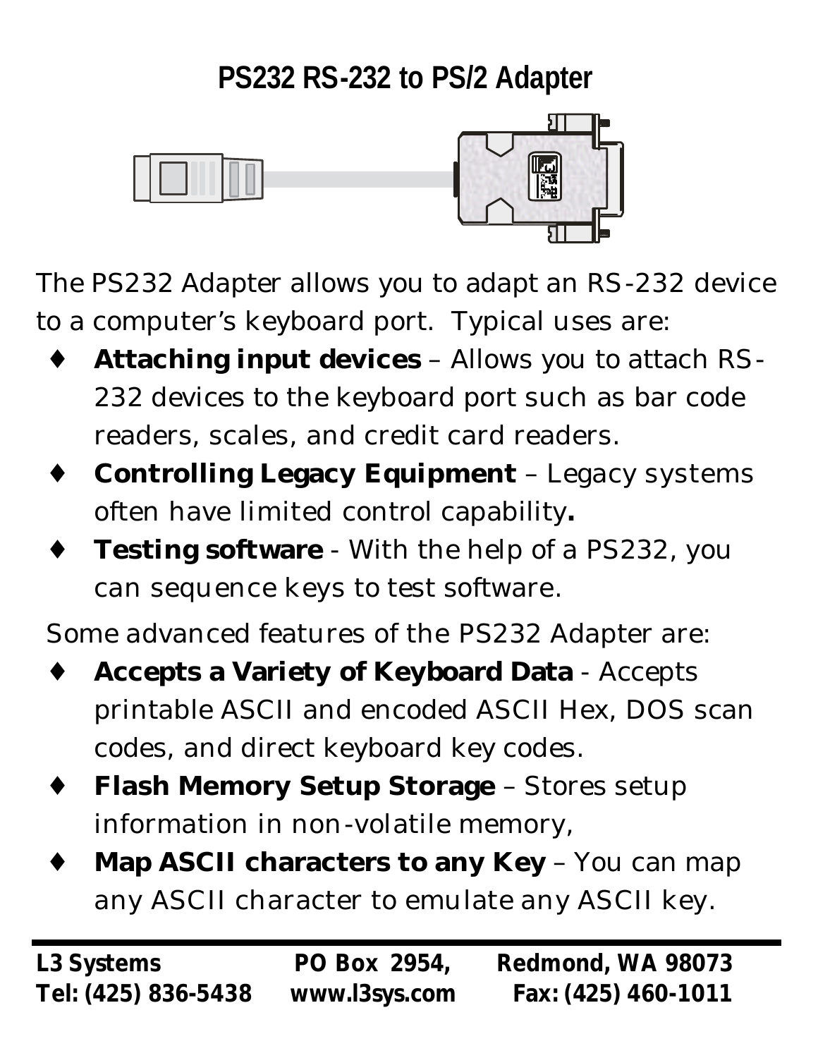# PS232 RS-232 to PS/2 Adapter

The PS232 Adapter allows you to adapt an RS-232 device to a computer's keyboard port. Typical uses are:

- **Attaching input devices** – Allows you to attach RS-232 devices to the keyboard port such as bar code readers, scales, and credit card readers.
- **Controlling Legacy Equipment** – Legacy systems often have limited control capability**.**
- **Testing software** - With the help of a PS232, you can sequence keys to test software.

Some advanced features of the PS232 Adapter are:

- **Accepts a Variety of Keyboard Data** - Accepts printable ASCII and encoded ASCII Hex, DOS scan codes, and direct keyboard key codes.
- **Flash Memory Setup Storage** – Stores setup information in non-volatile memory,
- **Map ASCII characters to any Key** – You can map any ASCII character to emulate any ASCII key.

---

**L3 Systems** **PO Box 2954,** **Redmond, WA 98073**
**Tel: (425) 836-5438** **www.l3sys.com** **Fax: (425) 460-1011**